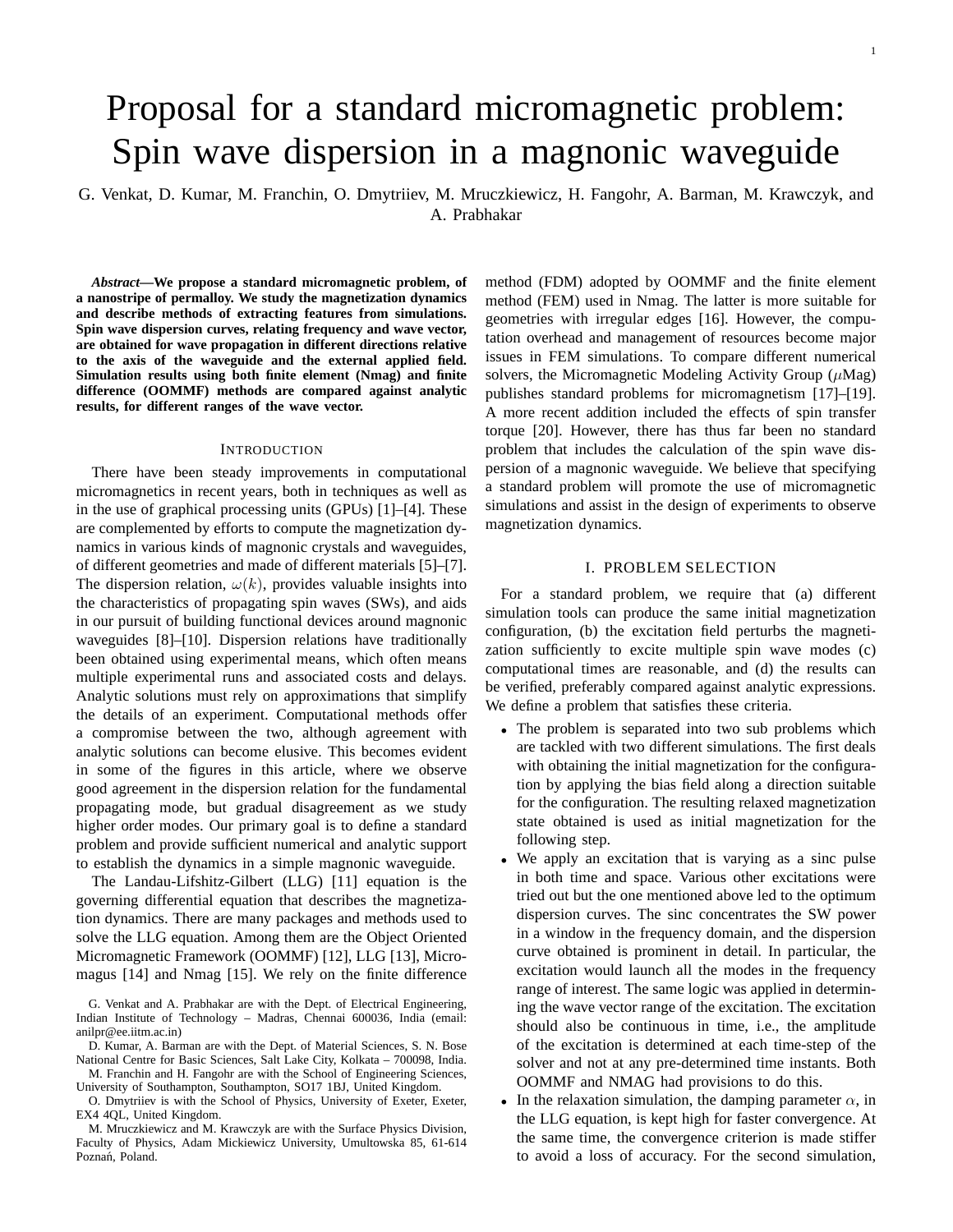# Proposal for a standard micromagnetic problem: Spin wave dispersion in a magnonic waveguide

G. Venkat, D. Kumar, M. Franchin, O. Dmytriiev, M. Mruczkiewicz, H. Fangohr, A. Barman, M. Krawczyk, and A. Prabhakar

***Abstract*—We propose a standard micromagnetic problem, of a nanostripe of permalloy. We study the magnetization dynamics and describe methods of extracting features from simulations. Spin wave dispersion curves, relating frequency and wave vector, are obtained for wave propagation in different directions relative to the axis of the waveguide and the external applied field. Simulation results using both finite element (Nmag) and finite difference (OOMMF) methods are compared against analytic results, for different ranges of the wave vector.**

## INTRODUCTION

There have been steady improvements in computational micromagnetics in recent years, both in techniques as well as in the use of graphical processing units (GPUs) [1]–[4]. These are complemented by efforts to compute the magnetization dynamics in various kinds of magnonic crystals and waveguides, of different geometries and made of different materials [5]–[7]. The dispersion relation, $\omega(k)$, provides valuable insights into the characteristics of propagating spin waves (SWs), and aids in our pursuit of building functional devices around magnonic waveguides [8]–[10]. Dispersion relations have traditionally been obtained using experimental means, which often means multiple experimental runs and associated costs and delays. Analytic solutions must rely on approximations that simplify the details of an experiment. Computational methods offer a compromise between the two, although agreement with analytic solutions can become elusive. This becomes evident in some of the figures in this article, where we observe good agreement in the dispersion relation for the fundamental propagating mode, but gradual disagreement as we study higher order modes. Our primary goal is to define a standard problem and provide sufficient numerical and analytic support to establish the dynamics in a simple magnonic waveguide.

The Landau-Lifshitz-Gilbert (LLG) [11] equation is the governing differential equation that describes the magnetization dynamics. There are many packages and methods used to solve the LLG equation. Among them are the Object Oriented Micromagnetic Framework (OOMMF) [12], LLG [13], Micromagus [14] and Nmag [15]. We rely on the finite difference method (FDM) adopted by OOMMF and the finite element method (FEM) used in Nmag. The latter is more suitable for geometries with irregular edges [16]. However, the computation overhead and management of resources become major issues in FEM simulations. To compare different numerical solvers, the Micromagnetic Modeling Activity Group ($\mu$Mag) publishes standard problems for micromagnetism [17]–[19]. A more recent addition included the effects of spin transfer torque [20]. However, there has thus far been no standard problem that includes the calculation of the spin wave dispersion of a magnonic waveguide. We believe that specifying a standard problem will promote the use of micromagnetic simulations and assist in the design of experiments to observe magnetization dynamics.

G. Venkat and A. Prabhakar are with the Dept. of Electrical Engineering, Indian Institute of Technology – Madras, Chennai 600036, India (email: anilpr@ee.iitm.ac.in)

D. Kumar, A. Barman are with the Dept. of Material Sciences, S. N. Bose National Centre for Basic Sciences, Salt Lake City, Kolkata – 700098, India.

M. Franchin and H. Fangohr are with the School of Engineering Sciences, University of Southampton, Southampton, SO17 1BJ, United Kingdom.

O. Dmytriiev is with the School of Physics, University of Exeter, Exeter, EX4 4QL, United Kingdom.

M. Mruczkiewicz and M. Krawczyk are with the Surface Physics Division, Faculty of Physics, Adam Mickiewicz University, Umultowska 85, 61-614 Poznań, Poland.

## I. PROBLEM SELECTION

For a standard problem, we require that (a) different simulation tools can produce the same initial magnetization configuration, (b) the excitation field perturbs the magnetization sufficiently to excite multiple spin wave modes (c) computational times are reasonable, and (d) the results can be verified, preferably compared against analytic expressions. We define a problem that satisfies these criteria.

- The problem is separated into two sub problems which are tackled with two different simulations. The first deals with obtaining the initial magnetization for the configuration by applying the bias field along a direction suitable for the configuration. The resulting relaxed magnetization state obtained is used as initial magnetization for the following step.
- We apply an excitation that is varying as a sinc pulse in both time and space. Various other excitations were tried out but the one mentioned above led to the optimum dispersion curves. The sinc concentrates the SW power in a window in the frequency domain, and the dispersion curve obtained is prominent in detail. In particular, the excitation would launch all the modes in the frequency range of interest. The same logic was applied in determining the wave vector range of the excitation. The excitation should also be continuous in time, i.e., the amplitude of the excitation is determined at each time-step of the solver and not at any pre-determined time instants. Both OOMMF and NMAG had provisions to do this.
- In the relaxation simulation, the damping parameter $\alpha$, in the LLG equation, is kept high for faster convergence. At the same time, the convergence criterion is made stiffer to avoid a loss of accuracy. For the second simulation,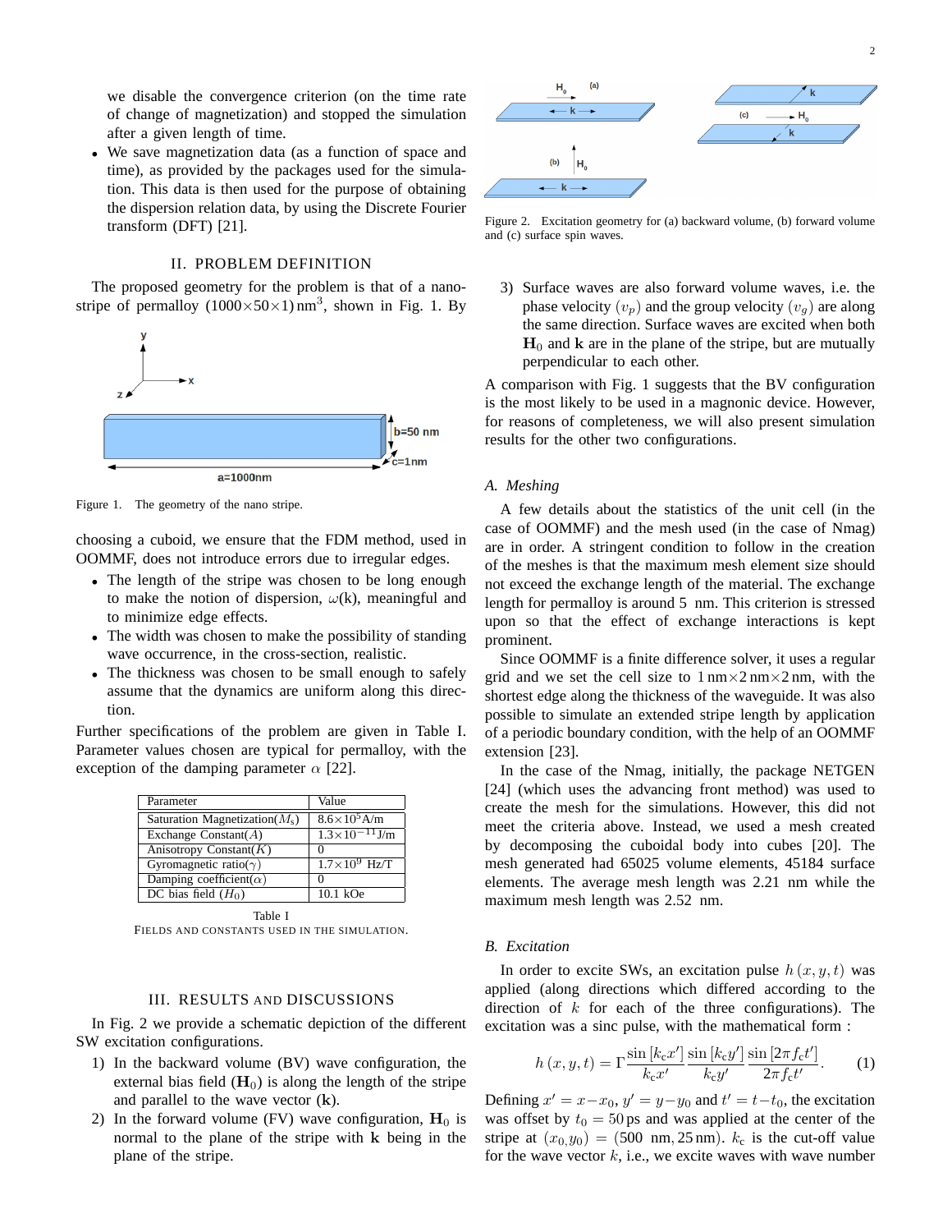- we disable the convergence criterion (on the time rate of change of magnetization) and stopped the simulation after a given length of time.
- We save magnetization data (as a function of space and time), as provided by the packages used for the simulation. This data is then used for the purpose of obtaining the dispersion relation data, by using the Discrete Fourier transform (DFT) [21].

## II. PROBLEM DEFINITION

The proposed geometry for the problem is that of a nanostripe of permalloy $(1000\times50\times1)\,\mathrm{nm}^3$, shown in Fig. 1. By choosing a cuboid, we ensure that the FDM method, used in OOMMF, does not introduce errors due to irregular edges.

Figure 1. The geometry of the nano stripe.

- The length of the stripe was chosen to be long enough to make the notion of dispersion, $\omega$(k), meaningful and to minimize edge effects.
- The width was chosen to make the possibility of standing wave occurrence, in the cross-section, realistic.
- The thickness was chosen to be small enough to safely assume that the dynamics are uniform along this direction.

Further specifications of the problem are given in Table I. Parameter values chosen are typical for permalloy, with the exception of the damping parameter $\alpha$ [22].

| Parameter | Value |
| --- | --- |
| Saturation Magnetization($M_s$) | $8.6\times10^5$A/m |
| Exchange Constant($A$) | $1.3\times10^{-11}$J/m |
| Anisotropy Constant($K$) | 0 |
| Gyromagnetic ratio($\gamma$) | $1.7\times10^9$ Hz/T |
| Damping coefficient($\alpha$) | 0 |
| DC bias field ($H_0$) | 10.1 kOe |

Table I
FIELDS AND CONSTANTS USED IN THE SIMULATION.

## III. RESULTS AND DISCUSSIONS

In Fig. 2 we provide a schematic depiction of the different SW excitation configurations.

1) In the backward volume (BV) wave configuration, the external bias field ($\mathbf{H}_0$) is along the length of the stripe and parallel to the wave vector ($\mathbf{k}$).
2) In the forward volume (FV) wave configuration, $\mathbf{H}_0$ is normal to the plane of the stripe with $\mathbf{k}$ being in the plane of the stripe.
3) Surface waves are also forward volume waves, i.e. the phase velocity ($v_p$) and the group velocity ($v_g$) are along the same direction. Surface waves are excited when both $\mathbf{H}_0$ and $\mathbf{k}$ are in the plane of the stripe, but are mutually perpendicular to each other.

Figure 2. Excitation geometry for (a) backward volume, (b) forward volume and (c) surface spin waves.

A comparison with Fig. 1 suggests that the BV configuration is the most likely to be used in a magnonic device. However, for reasons of completeness, we will also present simulation results for the other two configurations.

### A. Meshing

A few details about the statistics of the unit cell (in the case of OOMMF) and the mesh used (in the case of Nmag) are in order. A stringent condition to follow in the creation of the meshes is that the maximum mesh element size should not exceed the exchange length of the material. The exchange length for permalloy is around 5 nm. This criterion is stressed upon so that the effect of exchange interactions is kept prominent.

Since OOMMF is a finite difference solver, it uses a regular grid and we set the cell size to $1\,\mathrm{nm}\times2\,\mathrm{nm}\times2\,\mathrm{nm}$, with the shortest edge along the thickness of the waveguide. It was also possible to simulate an extended stripe length by application of a periodic boundary condition, with the help of an OOMMF extension [23].

In the case of the Nmag, initially, the package NETGEN [24] (which uses the advancing front method) was used to create the mesh for the simulations. However, this did not meet the criteria above. Instead, we used a mesh created by decomposing the cuboidal body into cubes [20]. The mesh generated had 65025 volume elements, 45184 surface elements. The average mesh length was 2.21 nm while the maximum mesh length was 2.52 nm.

### B. Excitation

In order to excite SWs, an excitation pulse $h\left(x,y,t\right)$ was applied (along directions which differed according to the direction of $k$ for each of the three configurations). The excitation was a sinc pulse, with the mathematical form :

$$h\left(x,y,t\right)=\Gamma\frac{\sin\left[k_c x'\right]}{k_c x'}\frac{\sin\left[k_c y'\right]}{k_c y'}\frac{\sin\left[2\pi f_c t'\right]}{2\pi f_c t'}. \qquad (1)$$

Defining $x'=x-x_0$, $y'=y-y_0$ and $t'=t-t_0$, the excitation was offset by $t_0=50\,\mathrm{ps}$ and was applied at the center of the stripe at $(x_0,y_0)=(500\ \mathrm{nm},25\,\mathrm{nm})$. $k_c$ is the cut-off value for the wave vector $k$, i.e., we excite waves with wave number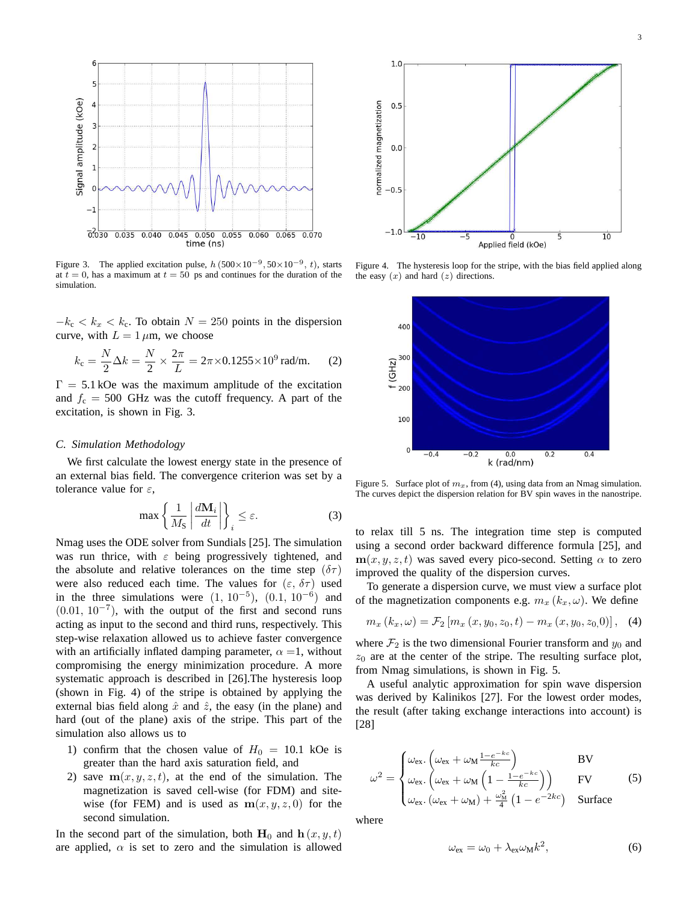Figure 3. The applied excitation pulse, $h\,(500{\times}10^{-9}, 50{\times}10^{-9}, t)$, starts at $t = 0$, has a maximum at $t = 50$ ps and continues for the duration of the simulation.

$-k_\mathrm{c} < k_x < k_\mathrm{c}$. To obtain $N = 250$ points in the dispersion curve, with $L = 1\,\mu$m, we choose

$$k_\mathrm{c} = \frac{N}{2}\Delta k = \frac{N}{2} \times \frac{2\pi}{L} = 2\pi{\times}0.1255{\times}10^9\,\mathrm{rad/m}. \qquad (2)$$

$\Gamma = 5.1$ kOe was the maximum amplitude of the excitation and $f_\mathrm{c} = 500$ GHz was the cutoff frequency. A part of the excitation, is shown in Fig. 3.

### C. Simulation Methodology

We first calculate the lowest energy state in the presence of an external bias field. The convergence criterion was set by a tolerance value for $\varepsilon$,

$$\max\left\{\frac{1}{M_\mathrm{S}}\left|\frac{d\mathbf{M}_i}{dt}\right|\right\}_i \leq \varepsilon. \qquad (3)$$

Nmag uses the ODE solver from Sundials [25]. The simulation was run thrice, with $\varepsilon$ being progressively tightened, and the absolute and relative tolerances on the time step $(\delta\tau)$ were also reduced each time. The values for $(\varepsilon,\,\delta\tau)$ used in the three simulations were $(1,\,10^{-5})$, $(0.1,\,10^{-6})$ and $(0.01,\,10^{-7})$, with the output of the first and second runs acting as input to the second and third runs, respectively. This step-wise relaxation allowed us to achieve faster convergence with an artificially inflated damping parameter, $\alpha = 1$, without compromising the energy minimization procedure. A more systematic approach is described in [26].The hysteresis loop (shown in Fig. 4) of the stripe is obtained by applying the external bias field along $\hat{x}$ and $\hat{z}$, the easy (in the plane) and hard (out of the plane) axis of the stripe. This part of the simulation also allows us to

1) confirm that the chosen value of $H_0 = 10.1$ kOe is greater than the hard axis saturation field, and
2) save $\mathbf{m}(x, y, z, t)$, at the end of the simulation. The magnetization is saved cell-wise (for FDM) and site-wise (for FEM) and is used as $\mathbf{m}(x, y, z, 0)$ for the second simulation.

In the second part of the simulation, both $\mathbf{H}_0$ and $\mathbf{h}\,(x, y, t)$ are applied, $\alpha$ is set to zero and the simulation is allowed to relax till 5 ns. The integration time step is computed using a second order backward difference formula [25], and $\mathbf{m}(x, y, z, t)$ was saved every pico-second. Setting $\alpha$ to zero improved the quality of the dispersion curves.

Figure 4. The hysteresis loop for the stripe, with the bias field applied along the easy $(x)$ and hard $(z)$ directions.

Figure 5. Surface plot of $m_x$, from (4), using data from an Nmag simulation. The curves depict the dispersion relation for BV spin waves in the nanostripe.

To generate a dispersion curve, we must view a surface plot of the magnetization components e.g. $m_x\,(k_x, \omega)$. We define

$$m_x\,(k_x, \omega) = \mathcal{F}_2\left[m_x\,(x, y_0, z_0, t) - m_x\,(x, y_0, z_{0}, 0)\right], \qquad (4)$$

where $\mathcal{F}_2$ is the two dimensional Fourier transform and $y_0$ and $z_0$ are at the center of the stripe. The resulting surface plot, from Nmag simulations, is shown in Fig. 5.

A useful analytic approximation for spin wave dispersion was derived by Kalinikos [27]. For the lowest order modes, the result (after taking exchange interactions into account) is [28]

$$\omega^2 = \begin{cases} \omega_\mathrm{ex}\cdot\left(\omega_\mathrm{ex} + \omega_\mathrm{M}\frac{1-e^{-kc}}{kc}\right) & \mathrm{BV} \\ \omega_\mathrm{ex}\cdot\left(\omega_\mathrm{ex} + \omega_\mathrm{M}\left(1 - \frac{1-e^{-kc}}{kc}\right)\right) & \mathrm{FV} \\ \omega_\mathrm{ex}\cdot\left(\omega_\mathrm{ex} + \omega_\mathrm{M}\right) + \frac{\omega_\mathrm{M}^2}{4}\left(1 - e^{-2kc}\right) & \mathrm{Surface} \end{cases} \qquad (5)$$

where

$$\omega_\mathrm{ex} = \omega_0 + \lambda_\mathrm{ex}\omega_\mathrm{M}k^2, \qquad (6)$$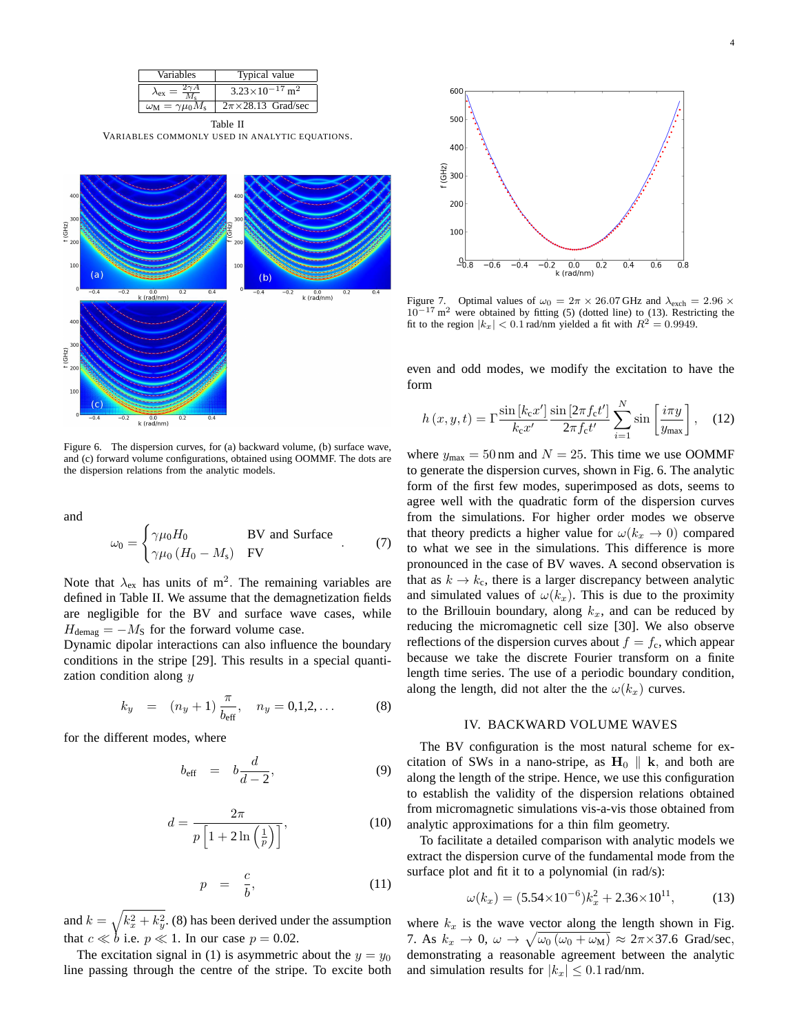| Variables | Typical value |
|---|---|
| $\lambda_{\mathrm{ex}} = \frac{2\gamma A}{M_{\mathrm{s}}}$ | $3.23\times10^{-17}\,\mathrm{m}^2$ |
| $\omega_{\mathrm{M}} = \gamma\mu_0 M_{\mathrm{s}}$ | $2\pi\times28.13$ Grad/sec |

Table II
VARIABLES COMMONLY USED IN ANALYTIC EQUATIONS.

Figure 6. The dispersion curves, for (a) backward volume, (b) surface wave, and (c) forward volume configurations, obtained using OOMMF. The dots are the dispersion relations from the analytic models.

and

$$\omega_0 = \begin{cases} \gamma\mu_0 H_0 & \text{BV and Surface} \\ \gamma\mu_0 (H_0 - M_{\mathrm{s}}) & \text{FV} \end{cases} . \tag{7}$$

Note that $\lambda_{\mathrm{ex}}$ has units of $\mathrm{m}^2$. The remaining variables are defined in Table II. We assume that the demagnetization fields are negligible for the BV and surface wave cases, while $H_{\mathrm{demag}} = -M_{\mathrm{S}}$ for the forward volume case.

Dynamic dipolar interactions can also influence the boundary conditions in the stripe [29]. This results in a special quantization condition along $y$

$$k_y \;=\; (n_y + 1)\,\frac{\pi}{b_{\mathrm{eff}}}, \quad n_y = 0,1,2,\ldots \tag{8}$$

for the different modes, where

$$b_{\mathrm{eff}} \;=\; b\frac{d}{d-2}, \tag{9}$$

$$d = \frac{2\pi}{p\left[1 + 2\ln\left(\frac{1}{p}\right)\right]}, \tag{10}$$

$$p \;=\; \frac{c}{b}, \tag{11}$$

and $k = \sqrt{k_x^2 + k_y^2}$. (8) has been derived under the assumption that $c \ll b$ i.e. $p \ll 1$. In our case $p = 0.02$.

The excitation signal in (1) is asymmetric about the $y = y_0$ line passing through the centre of the stripe. To excite both even and odd modes, we modify the excitation to have the form

$$h\left(x,y,t\right) = \Gamma\frac{\sin\left[k_{\mathrm{c}}x'\right]}{k_{\mathrm{c}}x'}\frac{\sin\left[2\pi f_{\mathrm{c}}t'\right]}{2\pi f_{\mathrm{c}}t'}\sum_{i=1}^{N}\sin\left[\frac{i\pi y}{y_{\mathrm{max}}}\right], \tag{12}$$

where $y_{\mathrm{max}} = 50\,\mathrm{nm}$ and $N = 25$. This time we use OOMMF to generate the dispersion curves, shown in Fig. 6. The analytic form of the first few modes, superimposed as dots, seems to agree well with the quadratic form of the dispersion curves from the simulations. For higher order modes we observe that theory predicts a higher value for $\omega(k_x \to 0)$ compared to what we see in the simulations. This difference is more pronounced in the case of BV waves. A second observation is that as $k \to k_{\mathrm{c}}$, there is a larger discrepancy between analytic and simulated values of $\omega(k_x)$. This is due to the proximity to the Brillouin boundary, along $k_x$, and can be reduced by reducing the micromagnetic cell size [30]. We also observe reflections of the dispersion curves about $f = f_{\mathrm{c}}$, which appear because we take the discrete Fourier transform on a finite length time series. The use of a periodic boundary condition, along the length, did not alter the the $\omega(k_x)$ curves.

Figure 7. Optimal values of $\omega_0 = 2\pi \times 26.07\,\mathrm{GHz}$ and $\lambda_{\mathrm{exch}} = 2.96 \times 10^{-17}\,\mathrm{m}^2$ were obtained by fitting (5) (dotted line) to (13). Restricting the fit to the region $|k_x| < 0.1\,\mathrm{rad/nm}$ yielded a fit with $R^2 = 0.9949$.

## IV. BACKWARD VOLUME WAVES

The BV configuration is the most natural scheme for excitation of SWs in a nano-stripe, as $\mathbf{H}_0 \parallel \mathbf{k}$, and both are along the length of the stripe. Hence, we use this configuration to establish the validity of the dispersion relations obtained from micromagnetic simulations vis-a-vis those obtained from analytic approximations for a thin film geometry.

To facilitate a detailed comparison with analytic models we extract the dispersion curve of the fundamental mode from the surface plot and fit it to a polynomial (in rad/s):

$$\omega(k_x) = (5.54\times10^{-6})k_x^2 + 2.36\times10^{11}, \tag{13}$$

where $k_x$ is the wave vector along the length shown in Fig. 7. As $k_x \to 0$, $\omega \to \sqrt{\omega_0\left(\omega_0 + \omega_{\mathrm{M}}\right)} \approx 2\pi\times37.6$ Grad/sec, demonstrating a reasonable agreement between the analytic and simulation results for $|k_x| \leq 0.1\,\mathrm{rad/nm}$.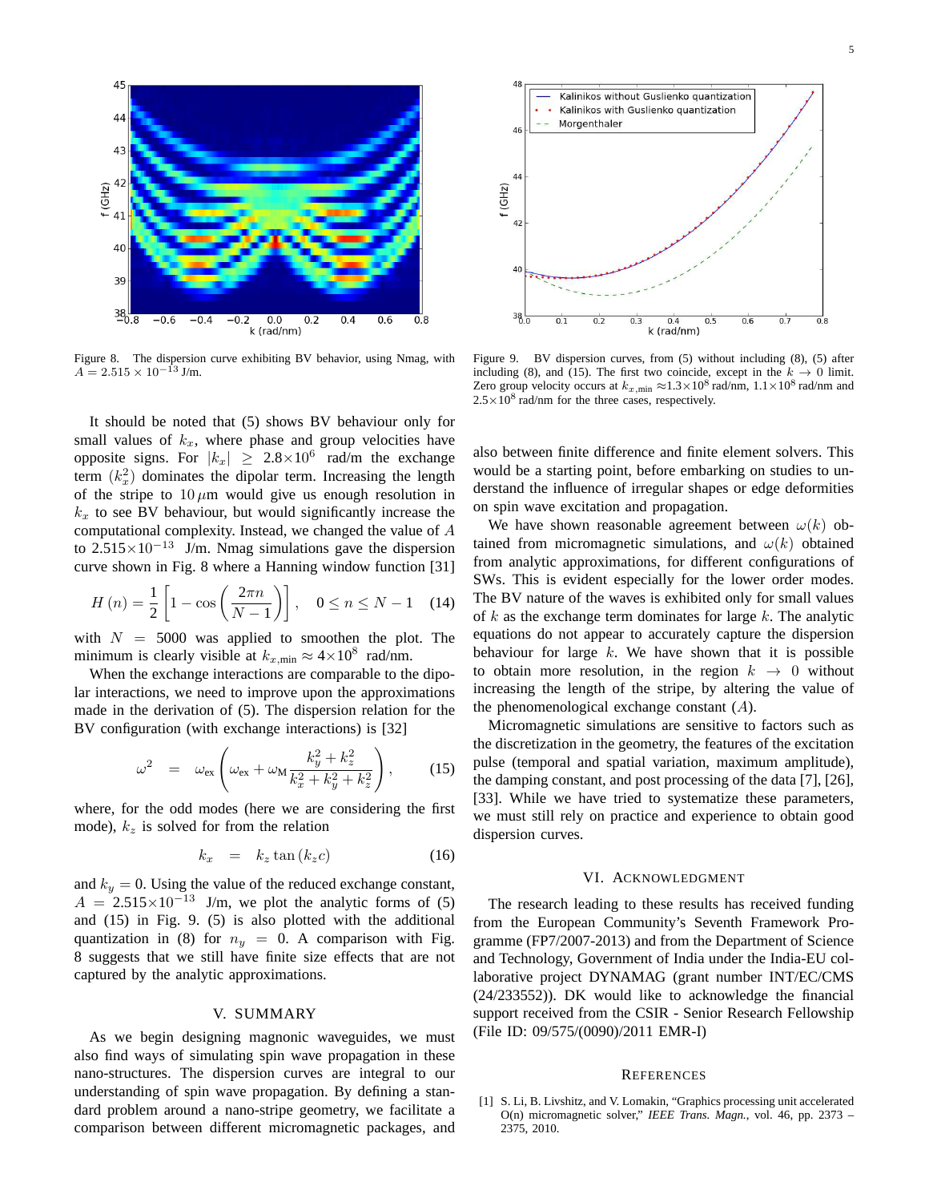Figure 8. The dispersion curve exhibiting BV behavior, using Nmag, with $A = 2.515 \times 10^{-13}$ J/m.

Figure 9. BV dispersion curves, from (5) without including (8), (5) after including (8), and (15). The first two coincide, except in the $k \to 0$ limit. Zero group velocity occurs at $k_{x,\mathrm{min}} \approx 1.3\times10^8$ rad/nm, $1.1\times10^8$ rad/nm and $2.5\times10^8$ rad/nm for the three cases, respectively.

It should be noted that (5) shows BV behaviour only for small values of $k_x$, where phase and group velocities have opposite signs. For $|k_x| \geq 2.8\times10^6$ rad/m the exchange term ($k_x^2$) dominates the dipolar term. Increasing the length of the stripe to $10\,\mu$m would give us enough resolution in $k_x$ to see BV behaviour, but would significantly increase the computational complexity. Instead, we changed the value of $A$ to $2.515\times10^{-13}$ J/m. Nmag simulations gave the dispersion curve shown in Fig. 8 where a Hanning window function [31]

$$H(n) = \frac{1}{2}\left[1 - \cos\left(\frac{2\pi n}{N-1}\right)\right], \quad 0 \leq n \leq N-1 \quad (14)$$

with $N = 5000$ was applied to smoothen the plot. The minimum is clearly visible at $k_{x,\mathrm{min}} \approx 4\times10^8$ rad/nm.

When the exchange interactions are comparable to the dipolar interactions, we need to improve upon the approximations made in the derivation of (5). The dispersion relation for the BV configuration (with exchange interactions) is [32]

$$\omega^2 = \omega_{\mathrm{ex}}\left(\omega_{\mathrm{ex}} + \omega_{\mathrm{M}}\frac{k_y^2 + k_z^2}{k_x^2 + k_y^2 + k_z^2}\right), \qquad (15)$$

where, for the odd modes (here we are considering the first mode), $k_z$ is solved for from the relation

$$k_x = k_z \tan(k_z c) \qquad (16)$$

and $k_y = 0$. Using the value of the reduced exchange constant, $A = 2.515\times10^{-13}$ J/m, we plot the analytic forms of (5) and (15) in Fig. 9. (5) is also plotted with the additional quantization in (8) for $n_y = 0$. A comparison with Fig. 8 suggests that we still have finite size effects that are not captured by the analytic approximations.

## V. Summary

As we begin designing magnonic waveguides, we must also find ways of simulating spin wave propagation in these nano-structures. The dispersion curves are integral to our understanding of spin wave propagation. By defining a standard problem around a nano-stripe geometry, we facilitate a comparison between different micromagnetic packages, and also between finite difference and finite element solvers. This would be a starting point, before embarking on studies to understand the influence of irregular shapes or edge deformities on spin wave excitation and propagation.

We have shown reasonable agreement between $\omega(k)$ obtained from micromagnetic simulations, and $\omega(k)$ obtained from analytic approximations, for different configurations of SWs. This is evident especially for the lower order modes. The BV nature of the waves is exhibited only for small values of $k$ as the exchange term dominates for large $k$. The analytic equations do not appear to accurately capture the dispersion behaviour for large $k$. We have shown that it is possible to obtain more resolution, in the region $k \to 0$ without increasing the length of the stripe, by altering the value of the phenomenological exchange constant ($A$).

Micromagnetic simulations are sensitive to factors such as the discretization in the geometry, the features of the excitation pulse (temporal and spatial variation, maximum amplitude), the damping constant, and post processing of the data [7], [26], [33]. While we have tried to systematize these parameters, we must still rely on practice and experience to obtain good dispersion curves.

## VI. Acknowledgment

The research leading to these results has received funding from the European Community's Seventh Framework Programme (FP7/2007-2013) and from the Department of Science and Technology, Government of India under the India-EU collaborative project DYNAMAG (grant number INT/EC/CMS (24/233552)). DK would like to acknowledge the financial support received from the CSIR - Senior Research Fellowship (File ID: 09/575/(0090)/2011 EMR-I)

## References

[1] S. Li, B. Livshitz, and V. Lomakin, "Graphics processing unit accelerated O(n) micromagnetic solver," *IEEE Trans. Magn.*, vol. 46, pp. 2373 – 2375, 2010.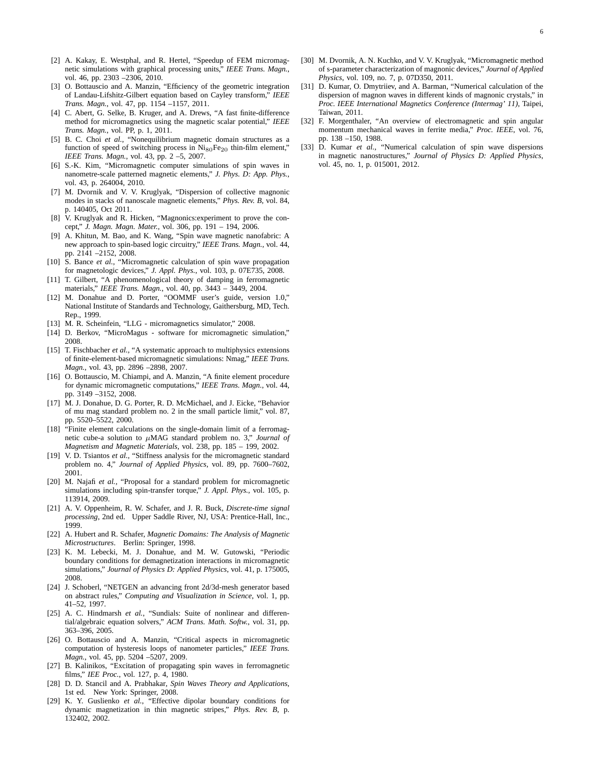[2] A. Kakay, E. Westphal, and R. Hertel, "Speedup of FEM micromagnetic simulations with graphical processing units," *IEEE Trans. Magn.*, vol. 46, pp. 2303 –2306, 2010.

[3] O. Bottauscio and A. Manzin, "Efficiency of the geometric integration of Landau-Lifshitz-Gilbert equation based on Cayley transform," *IEEE Trans. Magn.*, vol. 47, pp. 1154 –1157, 2011.

[4] C. Abert, G. Selke, B. Kruger, and A. Drews, "A fast finite-difference method for micromagnetics using the magnetic scalar potential," *IEEE Trans. Magn.*, vol. PP, p. 1, 2011.

[5] B. C. Choi *et al.*, "Nonequilibrium magnetic domain structures as a function of speed of switching process in $Ni_{80}Fe_{20}$ thin-film element," *IEEE Trans. Magn.*, vol. 43, pp. 2 –5, 2007.

[6] S.-K. Kim, "Micromagnetic computer simulations of spin waves in nanometre-scale patterned magnetic elements," *J. Phys. D: App. Phys.*, vol. 43, p. 264004, 2010.

[7] M. Dvornik and V. V. Kruglyak, "Dispersion of collective magnonic modes in stacks of nanoscale magnetic elements," *Phys. Rev. B*, vol. 84, p. 140405, Oct 2011.

[8] V. Kruglyak and R. Hicken, "Magnonics:experiment to prove the concept," *J. Magn. Magn. Mater.*, vol. 306, pp. 191 – 194, 2006.

[9] A. Khitun, M. Bao, and K. Wang, "Spin wave magnetic nanofabric: A new approach to spin-based logic circuitry," *IEEE Trans. Magn.*, vol. 44, pp. 2141 –2152, 2008.

[10] S. Bance *et al.*, "Micromagnetic calculation of spin wave propagation for magnetologic devices," *J. Appl. Phys.*, vol. 103, p. 07E735, 2008.

[11] T. Gilbert, "A phenomenological theory of damping in ferromagnetic materials," *IEEE Trans. Magn.*, vol. 40, pp. 3443 – 3449, 2004.

[12] M. Donahue and D. Porter, "OOMMF user's guide, version 1.0," National Institute of Standards and Technology, Gaithersburg, MD, Tech. Rep., 1999.

[13] M. R. Scheinfein, "LLG - micromagnetics simulator," 2008.

[14] D. Berkov, "MicroMagus - software for micromagnetic simulation," 2008.

[15] T. Fischbacher *et al.*, "A systematic approach to multiphysics extensions of finite-element-based micromagnetic simulations: Nmag," *IEEE Trans. Magn.*, vol. 43, pp. 2896 –2898, 2007.

[16] O. Bottauscio, M. Chiampi, and A. Manzin, "A finite element procedure for dynamic micromagnetic computations," *IEEE Trans. Magn.*, vol. 44, pp. 3149 –3152, 2008.

[17] M. J. Donahue, D. G. Porter, R. D. McMichael, and J. Eicke, "Behavior of mu mag standard problem no. 2 in the small particle limit," vol. 87, pp. 5520–5522, 2000.

[18] "Finite element calculations on the single-domain limit of a ferromagnetic cube-a solution to $\mu$MAG standard problem no. 3," *Journal of Magnetism and Magnetic Materials*, vol. 238, pp. 185 – 199, 2002.

[19] V. D. Tsiantos *et al.*, "Stiffness analysis for the micromagnetic standard problem no. 4," *Journal of Applied Physics*, vol. 89, pp. 7600–7602, 2001.

[20] M. Najafi *et al.*, "Proposal for a standard problem for micromagnetic simulations including spin-transfer torque," *J. Appl. Phys.*, vol. 105, p. 113914, 2009.

[21] A. V. Oppenheim, R. W. Schafer, and J. R. Buck, *Discrete-time signal processing*, 2nd ed. Upper Saddle River, NJ, USA: Prentice-Hall, Inc., 1999.

[22] A. Hubert and R. Schafer, *Magnetic Domains: The Analysis of Magnetic Microstructures*. Berlin: Springer, 1998.

[23] K. M. Lebecki, M. J. Donahue, and M. W. Gutowski, "Periodic boundary conditions for demagnetization interactions in micromagnetic simulations," *Journal of Physics D: Applied Physics*, vol. 41, p. 175005, 2008.

[24] J. Schoberl, "NETGEN an advancing front 2d/3d-mesh generator based on abstract rules," *Computing and Visualization in Science*, vol. 1, pp. 41–52, 1997.

[25] A. C. Hindmarsh *et al.*, "Sundials: Suite of nonlinear and differential/algebraic equation solvers," *ACM Trans. Math. Softw.*, vol. 31, pp. 363–396, 2005.

[26] O. Bottauscio and A. Manzin, "Critical aspects in micromagnetic computation of hysteresis loops of nanometer particles," *IEEE Trans. Magn.*, vol. 45, pp. 5204 –5207, 2009.

[27] B. Kalinikos, "Excitation of propagating spin waves in ferromagnetic films," *IEE Proc.*, vol. 127, p. 4, 1980.

[28] D. D. Stancil and A. Prabhakar, *Spin Waves Theory and Applications*, 1st ed. New York: Springer, 2008.

[29] K. Y. Guslienko *et al.*, "Effective dipolar boundary conditions for dynamic magnetization in thin magnetic stripes," *Phys. Rev. B*, p. 132402, 2002.

[30] M. Dvornik, A. N. Kuchko, and V. V. Kruglyak, "Micromagnetic method of s-parameter characterization of magnonic devices," *Journal of Applied Physics*, vol. 109, no. 7, p. 07D350, 2011.

[31] D. Kumar, O. Dmytriiev, and A. Barman, "Numerical calculation of the dispersion of magnon waves in different kinds of magnonic crystals," in *Proc. IEEE International Magnetics Conference (Intermag' 11)*, Taipei, Taiwan, 2011.

[32] F. Morgenthaler, "An overview of electromagnetic and spin angular momentum mechanical waves in ferrite media," *Proc. IEEE*, vol. 76, pp. 138 –150, 1988.

[33] D. Kumar *et al.*, "Numerical calculation of spin wave dispersions in magnetic nanostructures," *Journal of Physics D: Applied Physics*, vol. 45, no. 1, p. 015001, 2012.